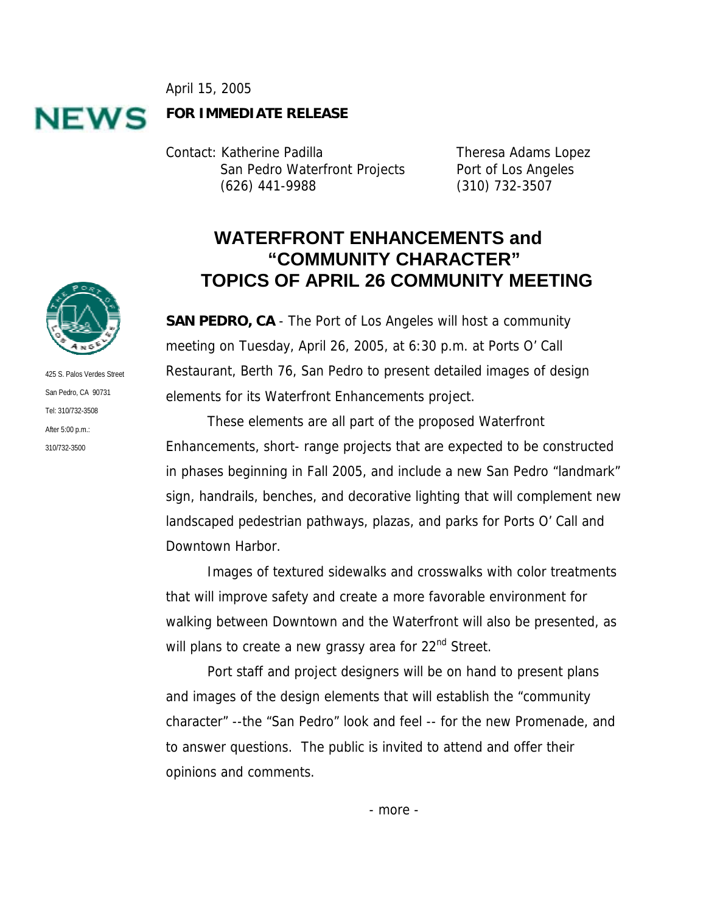April 15, 2005

**NEWS**

**FOR IMMEDIATE RELEASE**

Contact: Katherine Padilla
San Pedro Waterfront Projects
(626) 441-9988

Theresa Adams Lopez
Port of Los Angeles
(310) 732-3507

425 S. Palos Verdes Street
San Pedro, CA 90731
Tel: 310/732-3508
After 5:00 p.m.:
310/732-3500

# WATERFRONT ENHANCEMENTS and "COMMUNITY CHARACTER" TOPICS OF APRIL 26 COMMUNITY MEETING

**SAN PEDRO, CA** - The Port of Los Angeles will host a community meeting on Tuesday, April 26, 2005, at 6:30 p.m. at Ports O' Call Restaurant, Berth 76, San Pedro to present detailed images of design elements for its Waterfront Enhancements project.

These elements are all part of the proposed Waterfront Enhancements, short- range projects that are expected to be constructed in phases beginning in Fall 2005, and include a new San Pedro "landmark" sign, handrails, benches, and decorative lighting that will complement new landscaped pedestrian pathways, plazas, and parks for Ports O' Call and Downtown Harbor.

Images of textured sidewalks and crosswalks with color treatments that will improve safety and create a more favorable environment for walking between Downtown and the Waterfront will also be presented, as will plans to create a new grassy area for 22nd Street.

Port staff and project designers will be on hand to present plans and images of the design elements that will establish the "community character" --the "San Pedro" look and feel -- for the new Promenade, and to answer questions. The public is invited to attend and offer their opinions and comments.

- more -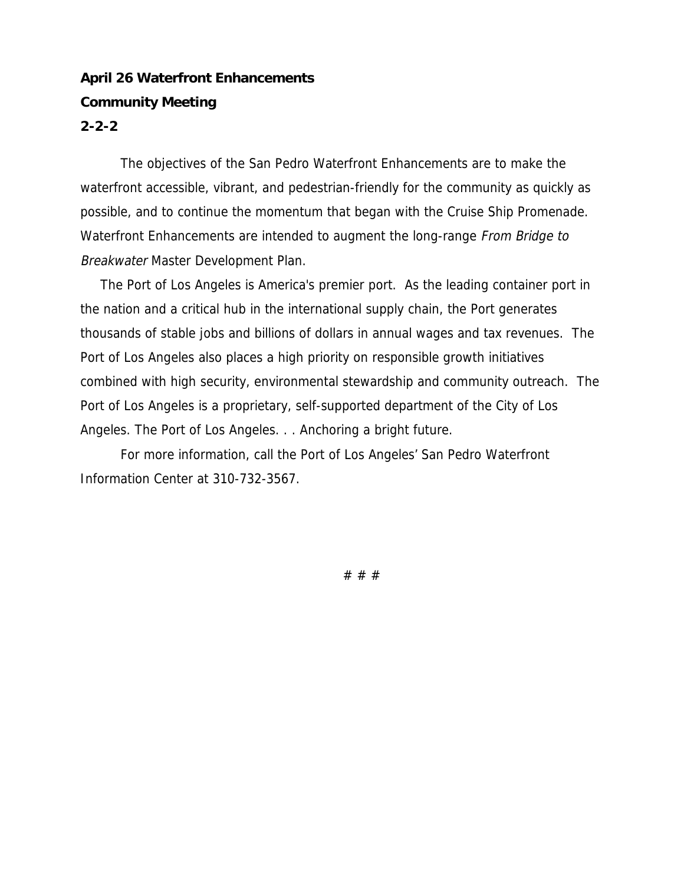**April 26 Waterfront Enhancements**

**Community Meeting**

**2-2-2**

The objectives of the San Pedro Waterfront Enhancements are to make the waterfront accessible, vibrant, and pedestrian-friendly for the community as quickly as possible, and to continue the momentum that began with the Cruise Ship Promenade. Waterfront Enhancements are intended to augment the long-range *From Bridge to Breakwater* Master Development Plan.

The Port of Los Angeles is America's premier port. As the leading container port in the nation and a critical hub in the international supply chain, the Port generates thousands of stable jobs and billions of dollars in annual wages and tax revenues. The Port of Los Angeles also places a high priority on responsible growth initiatives combined with high security, environmental stewardship and community outreach. The Port of Los Angeles is a proprietary, self-supported department of the City of Los Angeles. The Port of Los Angeles. . . Anchoring a bright future.

For more information, call the Port of Los Angeles' San Pedro Waterfront Information Center at 310-732-3567.

# # #